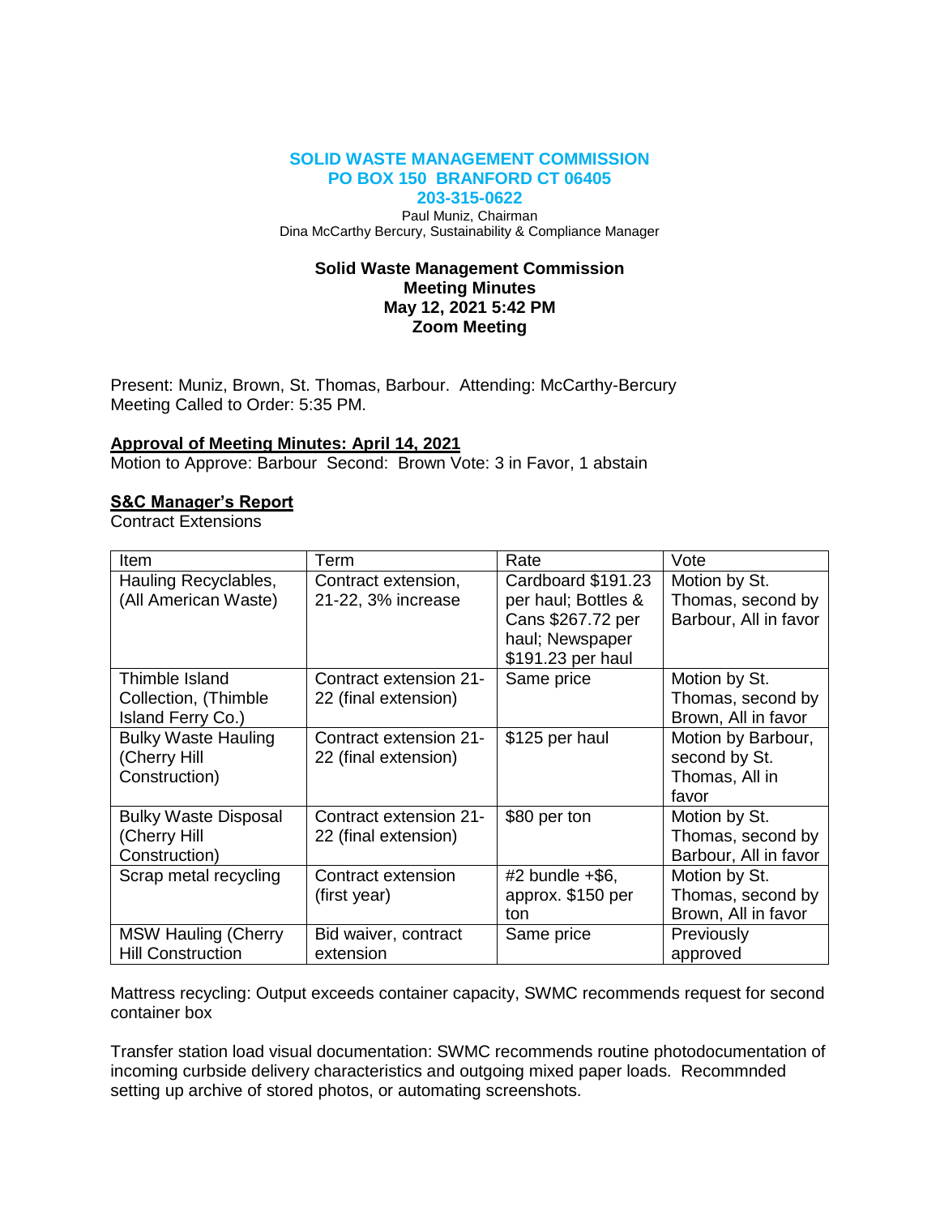**SOLID WASTE MANAGEMENT COMMISSION**
**PO BOX 150 BRANFORD CT 06405**
**203-315-0622**

Paul Muniz, Chairman
Dina McCarthy Bercury, Sustainability & Compliance Manager

## Solid Waste Management Commission
## Meeting Minutes
## May 12, 2021 5:42 PM
## Zoom Meeting

Present: Muniz, Brown, St. Thomas, Barbour. Attending: McCarthy-Bercury
Meeting Called to Order: 5:35 PM.

**Approval of Meeting Minutes: April 14, 2021**
Motion to Approve: Barbour Second: Brown Vote: 3 in Favor, 1 abstain

**S&C Manager's Report**
Contract Extensions

| Item | Term | Rate | Vote |
|---|---|---|---|
| Hauling Recyclables, (All American Waste) | Contract extension, 21-22, 3% increase | Cardboard $191.23 per haul; Bottles & Cans $267.72 per haul; Newspaper $191.23 per haul | Motion by St. Thomas, second by Barbour, All in favor |
| Thimble Island Collection, (Thimble Island Ferry Co.) | Contract extension 21-22 (final extension) | Same price | Motion by St. Thomas, second by Brown, All in favor |
| Bulky Waste Hauling (Cherry Hill Construction) | Contract extension 21-22 (final extension) | $125 per haul | Motion by Barbour, second by St. Thomas, All in favor |
| Bulky Waste Disposal (Cherry Hill Construction) | Contract extension 21-22 (final extension) | $80 per ton | Motion by St. Thomas, second by Barbour, All in favor |
| Scrap metal recycling | Contract extension (first year) | #2 bundle +$6, approx. $150 per ton | Motion by St. Thomas, second by Brown, All in favor |
| MSW Hauling (Cherry Hill Construction | Bid waiver, contract extension | Same price | Previously approved |

Mattress recycling: Output exceeds container capacity, SWMC recommends request for second container box

Transfer station load visual documentation: SWMC recommends routine photodocumentation of incoming curbside delivery characteristics and outgoing mixed paper loads. Recommnded setting up archive of stored photos, or automating screenshots.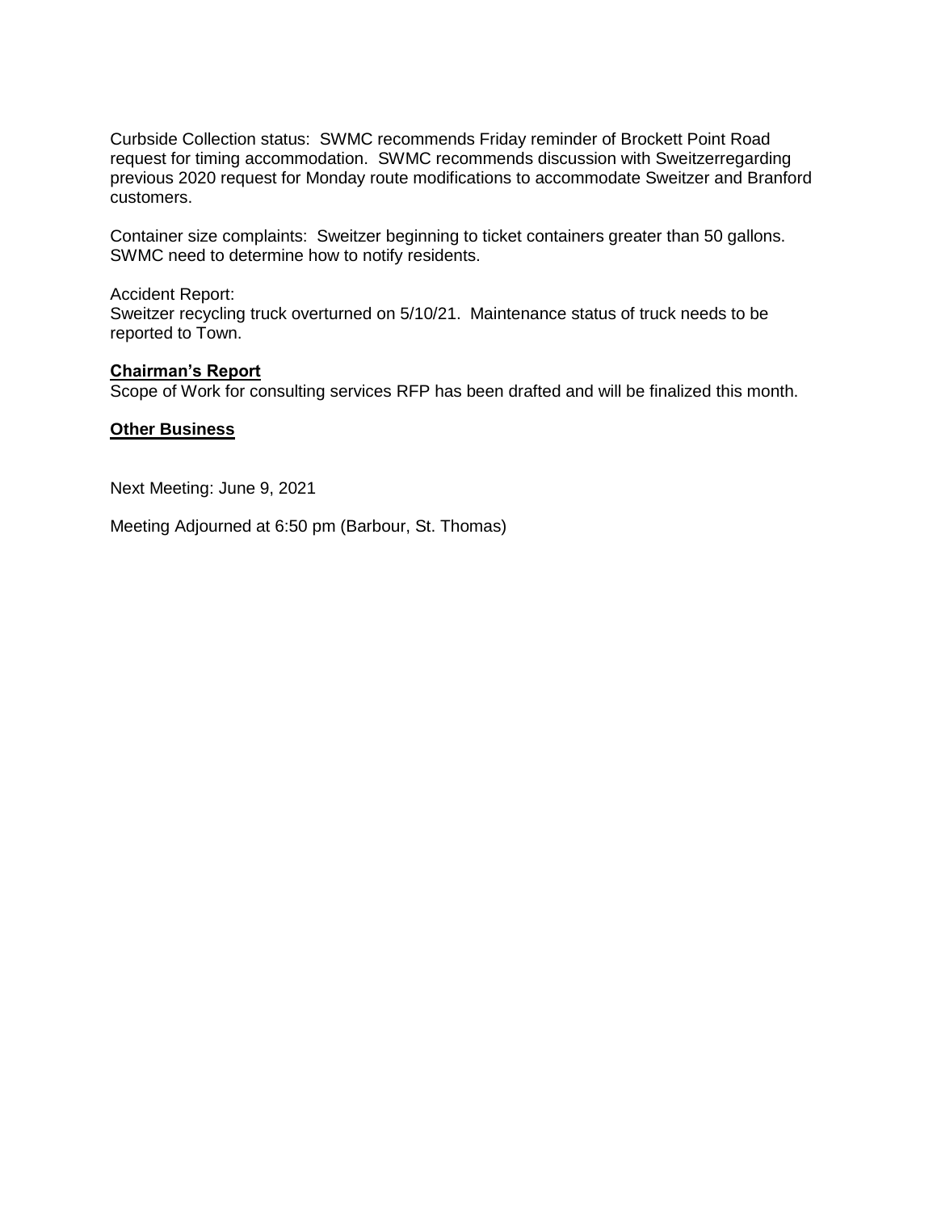Curbside Collection status: SWMC recommends Friday reminder of Brockett Point Road request for timing accommodation. SWMC recommends discussion with Sweitzerregarding previous 2020 request for Monday route modifications to accommodate Sweitzer and Branford customers.

Container size complaints: Sweitzer beginning to ticket containers greater than 50 gallons. SWMC need to determine how to notify residents.

Accident Report:
Sweitzer recycling truck overturned on 5/10/21. Maintenance status of truck needs to be reported to Town.

**Chairman's Report**

Scope of Work for consulting services RFP has been drafted and will be finalized this month.

**Other Business**

Next Meeting: June 9, 2021

Meeting Adjourned at 6:50 pm (Barbour, St. Thomas)